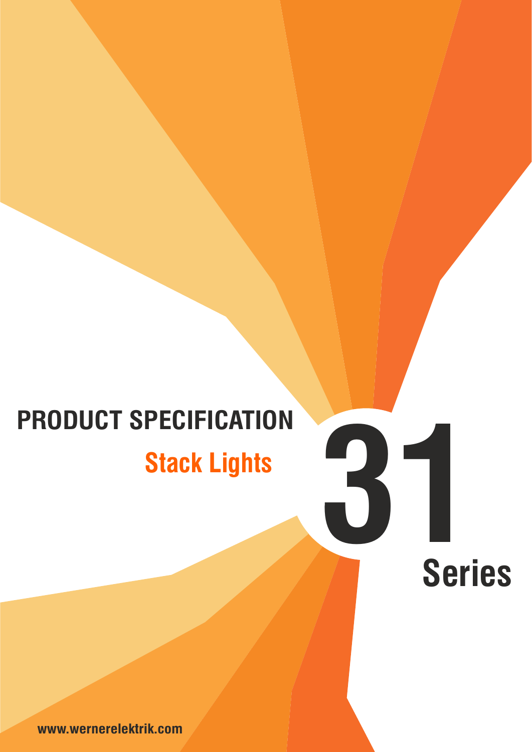# PRODUCT SPECIFICATION

## Stack Lights

# 31 Series

www.wernerelektrik.com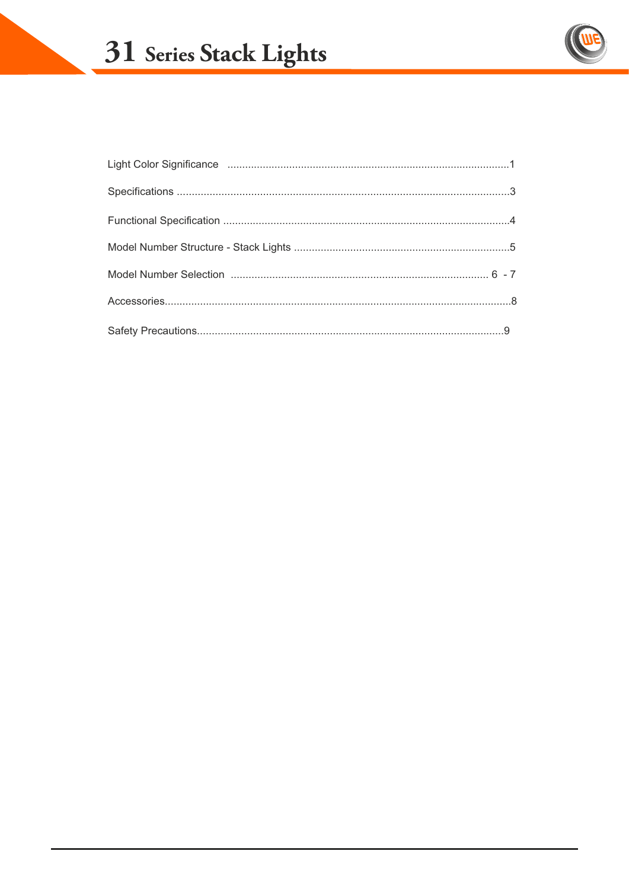# 31 Series Stack Lights

Light Color Significance ...............................................................................................1

Specifications ...............................................................................................................3

Functional Specification ................................................................................................4

Model Number Structure - Stack Lights ........................................................................5

Model Number Selection ....................................................................................... 6 - 7

Accessories....................................................................................................................8

Safety Precautions......................................................................................................9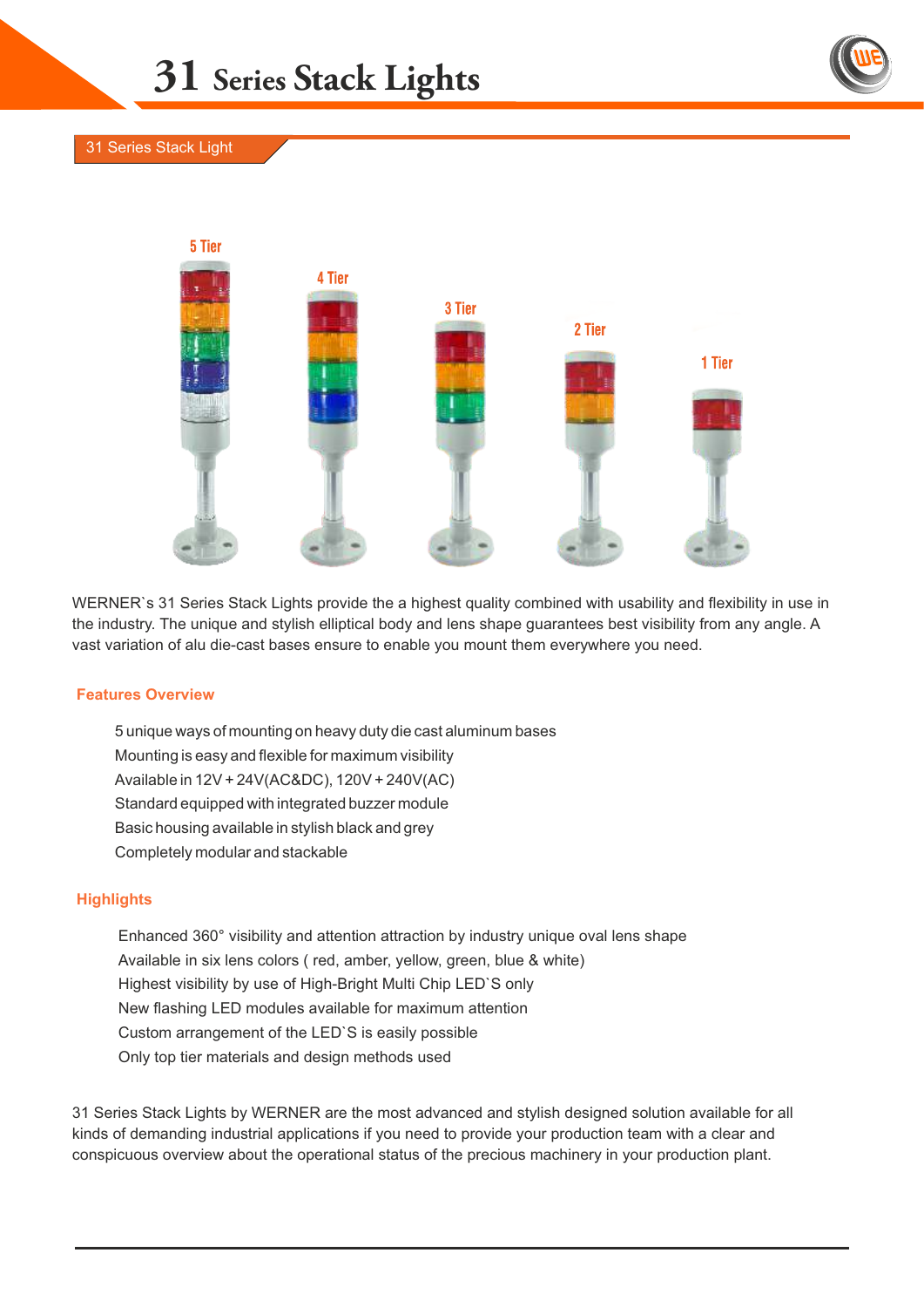# 31 Series Stack Lights

## 31 Series Stack Light

5 Tier

4 Tier

3 Tier

2 Tier

1 Tier

WERNER`s 31 Series Stack Lights provide the a highest quality combined with usability and flexibility in use in the industry. The unique and stylish elliptical body and lens shape guarantees best visibility from any angle. A vast variation of alu die-cast bases ensure to enable you mount them everywhere you need.

### Features Overview

- 5 unique ways of mounting on heavy duty die cast aluminum bases
- Mounting is easy and flexible for maximum visibility
- Available in 12V + 24V(AC&DC), 120V + 240V(AC)
- Standard equipped with integrated buzzer module
- Basic housing available in stylish black and grey
- Completely modular and stackable

### Highlights

- Enhanced 360° visibility and attention attraction by industry unique oval lens shape
- Available in six lens colors ( red, amber, yellow, green, blue & white)
- Highest visibility by use of High-Bright Multi Chip LED`S only
- New flashing LED modules available for maximum attention
- Custom arrangement of the LED`S is easily possible
- Only top tier materials and design methods used

31 Series Stack Lights by WERNER are the most advanced and stylish designed solution available for all kinds of demanding industrial applications if you need to provide your production team with a clear and conspicuous overview about the operational status of the precious machinery in your production plant.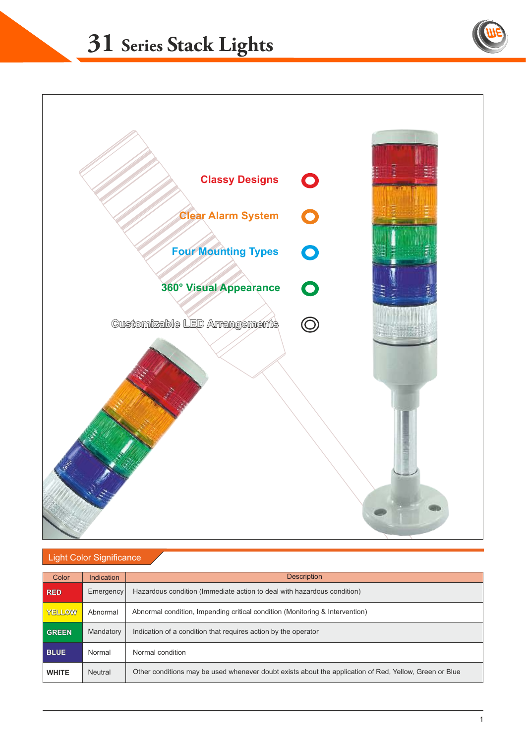# 31 Series Stack Lights

Classy Designs

Clear Alarm System

Four Mounting Types

360° Visual Appearance

Customizable LED Arrangements

## Light Color Significance

| Color | Indication | Description |
|---|---|---|
| RED | Emergency | Hazardous condition (Immediate action to deal with hazardous condition) |
| YELLOW | Abnormal | Abnormal condition, Impending critical condition (Monitoring & Intervention) |
| GREEN | Mandatory | Indication of a condition that requires action by the operator |
| BLUE | Normal | Normal condition |
| WHITE | Neutral | Other conditions may be used whenever doubt exists about the application of Red, Yellow, Green or Blue |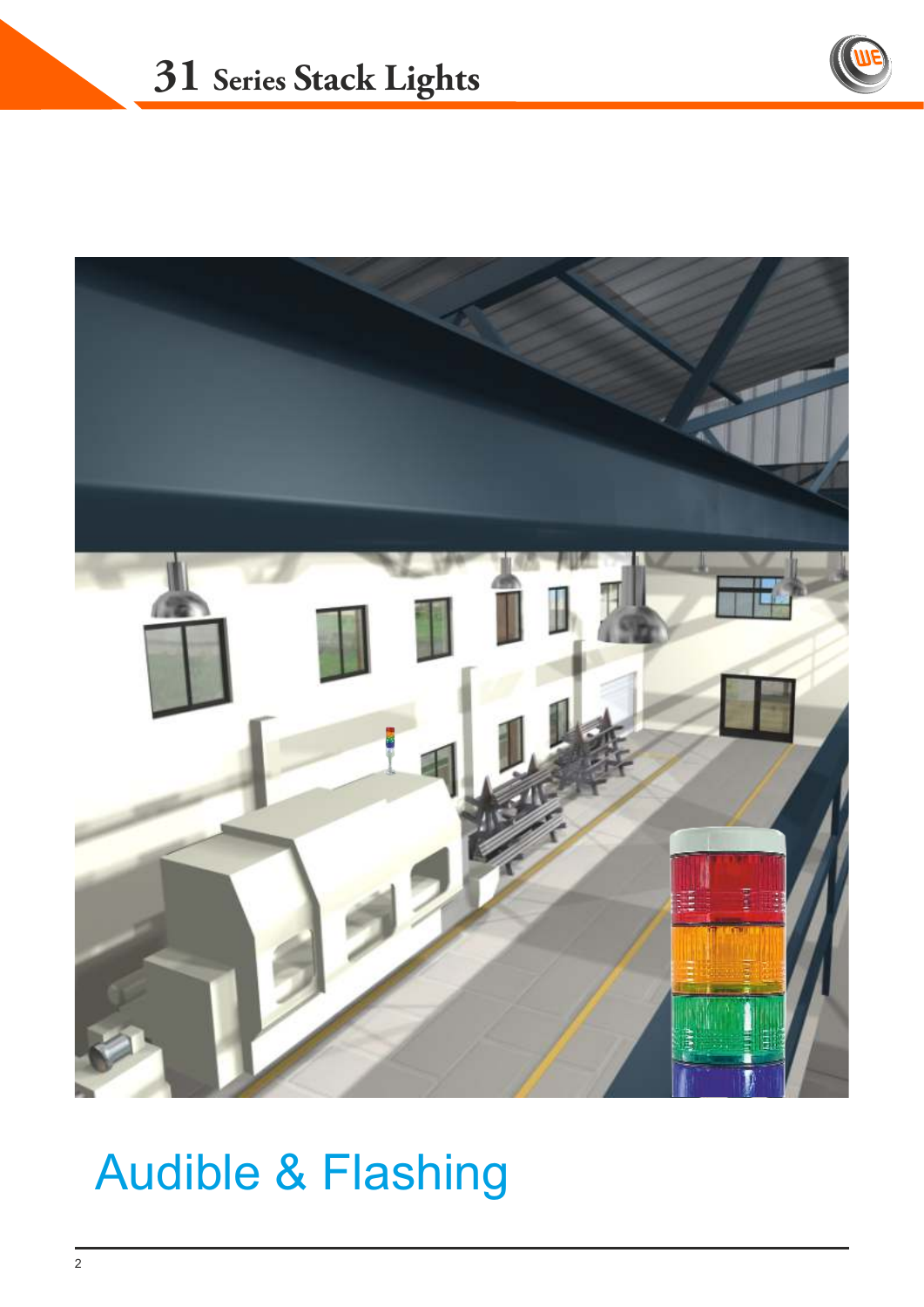# Audible & Flashing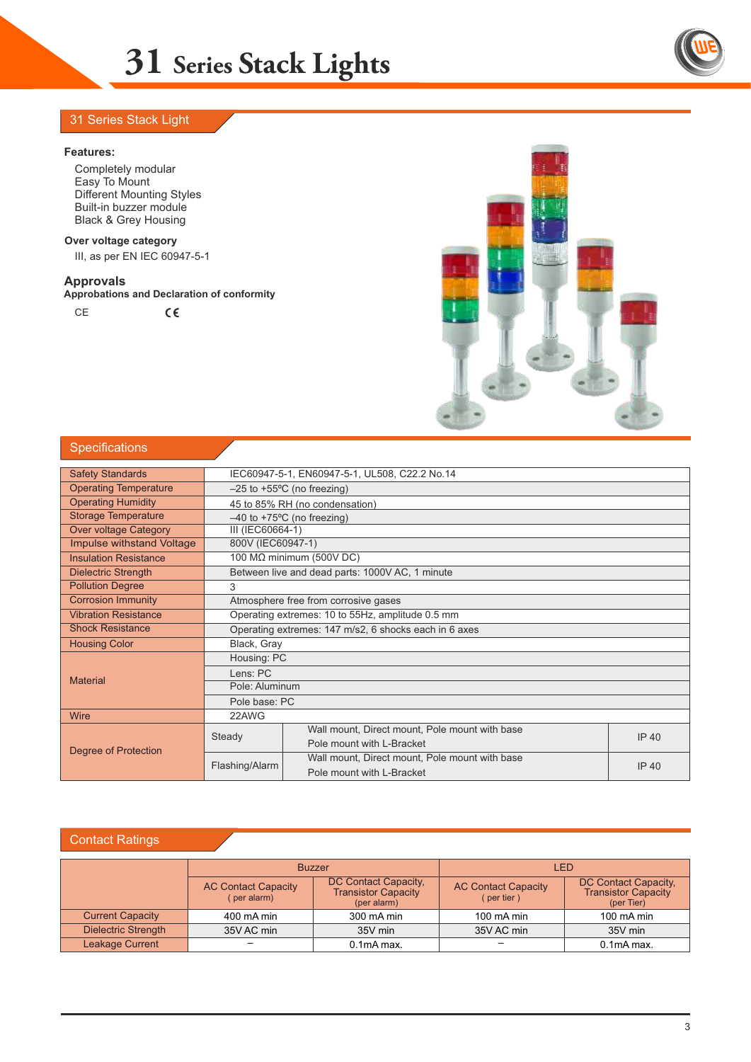# 31 Series Stack Lights

## 31 Series Stack Light

**Features:**

- Completely modular
- Easy To Mount
- Different Mounting Styles
- Built-in buzzer module
- Black & Grey Housing

**Over voltage category**

III, as per EN IEC 60947-5-1

### Approvals

**Approbations and Declaration of conformity**

CE — CE

## Specifications

| | | | |
|---|---|---|---|
| Safety Standards | IEC60947-5-1, EN60947-5-1, UL508, C22.2 No.14 | | |
| Operating Temperature | –25 to +55ºC (no freezing) | | |
| Operating Humidity | 45 to 85% RH (no condensation) | | |
| Storage Temperature | –40 to +75ºC (no freezing) | | |
| Over voltage Category | III (IEC60664-1) | | |
| Impulse withstand Voltage | 800V (IEC60947-1) | | |
| Insulation Resistance | 100 MΩ minimum (500V DC) | | |
| Dielectric Strength | Between live and dead parts: 1000V AC, 1 minute | | |
| Pollution Degree | 3 | | |
| Corrosion Immunity | Atmosphere free from corrosive gases | | |
| Vibration Resistance | Operating extremes: 10 to 55Hz, amplitude 0.5 mm | | |
| Shock Resistance | Operating extremes: 147 m/s2, 6 shocks each in 6 axes | | |
| Housing Color | Black, Gray | | |
| Material | Housing: PC | | |
| | Lens: PC | | |
| | Pole: Aluminum | | |
| | Pole base: PC | | |
| Wire | 22AWG | | |
| Degree of Protection | Steady | Wall mount, Direct mount, Pole mount with base<br>Pole mount with L-Bracket | IP 40 |
| | Flashing/Alarm | Wall mount, Direct mount, Pole mount with base<br>Pole mount with L-Bracket | IP 40 |

## Contact Ratings

| | Buzzer | | LED | |
|---|---|---|---|---|
| | AC Contact Capacity ( per alarm) | DC Contact Capacity, Transistor Capacity (per alarm) | AC Contact Capacity ( per tier ) | DC Contact Capacity, Transistor Capacity (per Tier) |
| Current Capacity | 400 mA min | 300 mA min | 100 mA min | 100 mA min |
| Dielectric Strength | 35V AC min | 35V min | 35V AC min | 35V min |
| Leakage Current | – | 0.1mA max. | – | 0.1mA max. |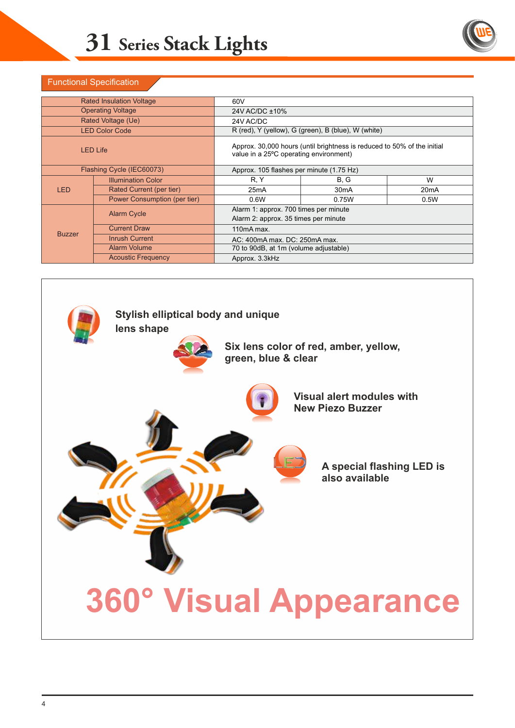# 31 Series Stack Lights

## Functional Specification

| | | | | |
|---|---|---|---|---|
| Rated Insulation Voltage | | 60V | | |
| Operating Voltage | | 24V AC/DC ±10% | | |
| Rated Voltage (Ue) | | 24V AC/DC | | |
| LED Color Code | | R (red), Y (yellow), G (green), B (blue), W (white) | | |
| LED Life | | Approx. 30,000 hours (until brightness is reduced to 50% of the initial value in a 25ºC operating environment) | | |
| Flashing Cycle (IEC60073) | | Approx. 105 flashes per minute (1.75 Hz) | | |
| LED | Illumination Color | R, Y | B, G | W |
| | Rated Current (per tier) | 25mA | 30mA | 20mA |
| | Power Consumption (per tier) | 0.6W | 0.75W | 0.5W |
| Buzzer | Alarm Cycle | Alarm 1: approx. 700 times per minute<br>Alarm 2: approx. 35 times per minute | | |
| | Current Draw | 110mA max. | | |
| | Inrush Current | AC: 400mA max. DC: 250mA max. | | |
| | Alarm Volume | 70 to 90dB, at 1m (volume adjustable) | | |
| | Acoustic Frequency | Approx. 3.3kHz | | |

**Stylish elliptical body and unique lens shape**

**Six lens color of red, amber, yellow, green, blue & clear**

**Visual alert modules with New Piezo Buzzer**

**A special flashing LED is also available**

# 360° Visual Appearance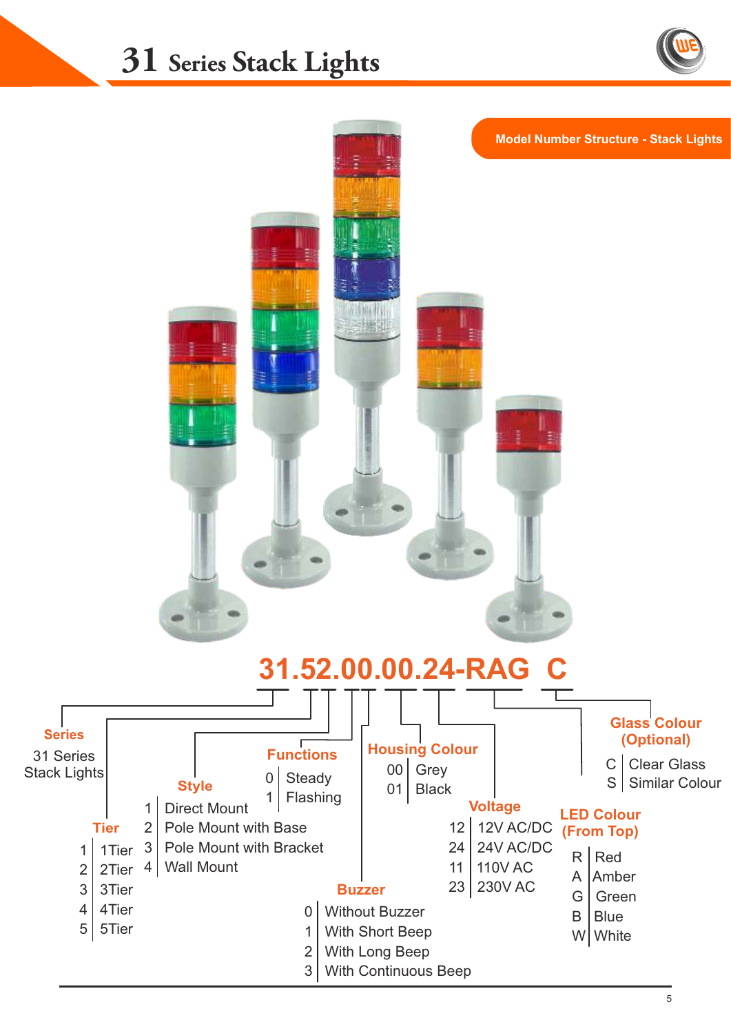# 31 Series Stack Lights

## Model Number Structure - Stack Lights

**31.52.00.00.24-RAG C**

**Series**

31 Series Stack Lights

**Tier**

| Code | Tier |
|---|---|
| 1 | 1Tier |
| 2 | 2Tier |
| 3 | 3Tier |
| 4 | 4Tier |
| 5 | 5Tier |

**Style**

| Code | Style |
|---|---|
| 1 | Direct Mount |
| 2 | Pole Mount with Base |
| 3 | Pole Mount with Bracket |
| 4 | Wall Mount |

**Functions**

| Code | Function |
|---|---|
| 0 | Steady |
| 1 | Flashing |

**Buzzer**

| Code | Buzzer |
|---|---|
| 0 | Without Buzzer |
| 1 | With Short Beep |
| 2 | With Long Beep |
| 3 | With Continuous Beep |

**Housing Colour**

| Code | Colour |
|---|---|
| 00 | Grey |
| 01 | Black |

**Voltage**

| Code | Voltage |
|---|---|
| 12 | 12V AC/DC |
| 24 | 24V AC/DC |
| 11 | 110V AC |
| 23 | 230V AC |

**LED Colour (From Top)**

| Code | Colour |
|---|---|
| R | Red |
| A | Amber |
| G | Green |
| B | Blue |
| W | White |

**Glass Colour (Optional)**

| Code | Glass Colour |
|---|---|
| C | Clear Glass |
| S | Similar Colour |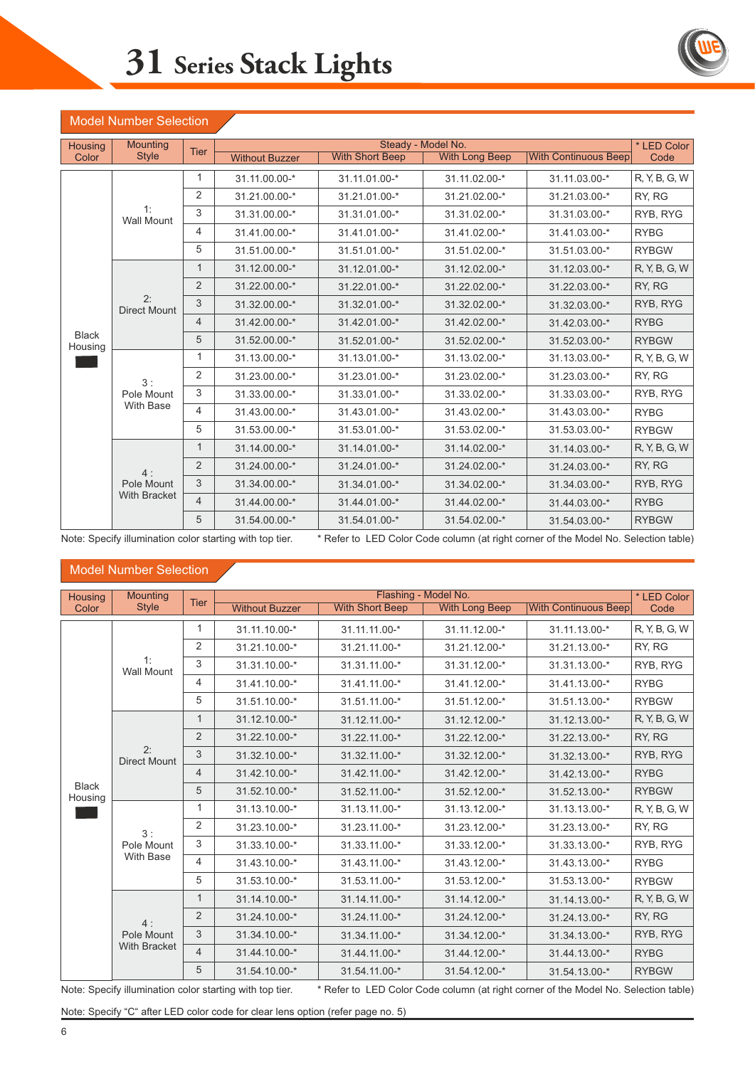# 31 Series Stack Lights

## Model Number Selection

| Housing Color | Mounting Style | Tier | Steady - Model No. | | | | * LED Color Code |
|---|---|---|---|---|---|---|---|
| | | | Without Buzzer | With Short Beep | With Long Beep | With Continuous Beep | |
| Black Housing | 1: Wall Mount | 1 | 31.11.00.00-* | 31.11.01.00-* | 31.11.02.00-* | 31.11.03.00-* | R, Y, B, G, W |
| | | 2 | 31.21.00.00-* | 31.21.01.00-* | 31.21.02.00-* | 31.21.03.00-* | RY, RG |
| | | 3 | 31.31.00.00-* | 31.31.01.00-* | 31.31.02.00-* | 31.31.03.00-* | RYB, RYG |
| | | 4 | 31.41.00.00-* | 31.41.01.00-* | 31.41.02.00-* | 31.41.03.00-* | RYBG |
| | | 5 | 31.51.00.00-* | 31.51.01.00-* | 31.51.02.00-* | 31.51.03.00-* | RYBGW |
| | 2: Direct Mount | 1 | 31.12.00.00-* | 31.12.01.00-* | 31.12.02.00-* | 31.12.03.00-* | R, Y, B, G, W |
| | | 2 | 31.22.00.00-* | 31.22.01.00-* | 31.22.02.00-* | 31.22.03.00-* | RY, RG |
| | | 3 | 31.32.00.00-* | 31.32.01.00-* | 31.32.02.00-* | 31.32.03.00-* | RYB, RYG |
| | | 4 | 31.42.00.00-* | 31.42.01.00-* | 31.42.02.00-* | 31.42.03.00-* | RYBG |
| | | 5 | 31.52.00.00-* | 31.52.01.00-* | 31.52.02.00-* | 31.52.03.00-* | RYBGW |
| | 3 : Pole Mount With Base | 1 | 31.13.00.00-* | 31.13.01.00-* | 31.13.02.00-* | 31.13.03.00-* | R, Y, B, G, W |
| | | 2 | 31.23.00.00-* | 31.23.01.00-* | 31.23.02.00-* | 31.23.03.00-* | RY, RG |
| | | 3 | 31.33.00.00-* | 31.33.01.00-* | 31.33.02.00-* | 31.33.03.00-* | RYB, RYG |
| | | 4 | 31.43.00.00-* | 31.43.01.00-* | 31.43.02.00-* | 31.43.03.00-* | RYBG |
| | | 5 | 31.53.00.00-* | 31.53.01.00-* | 31.53.02.00-* | 31.53.03.00-* | RYBGW |
| | 4 : Pole Mount With Bracket | 1 | 31.14.00.00-* | 31.14.01.00-* | 31.14.02.00-* | 31.14.03.00-* | R, Y, B, G, W |
| | | 2 | 31.24.00.00-* | 31.24.01.00-* | 31.24.02.00-* | 31.24.03.00-* | RY, RG |
| | | 3 | 31.34.00.00-* | 31.34.01.00-* | 31.34.02.00-* | 31.34.03.00-* | RYB, RYG |
| | | 4 | 31.44.00.00-* | 31.44.01.00-* | 31.44.02.00-* | 31.44.03.00-* | RYBG |
| | | 5 | 31.54.00.00-* | 31.54.01.00-* | 31.54.02.00-* | 31.54.03.00-* | RYBGW |

Note: Specify illumination color starting with top tier. * Refer to LED Color Code column (at right corner of the Model No. Selection table)

## Model Number Selection

| Housing Color | Mounting Style | Tier | Flashing - Model No. | | | | * LED Color Code |
|---|---|---|---|---|---|---|---|
| | | | Without Buzzer | With Short Beep | With Long Beep | With Continuous Beep | |
| Black Housing | 1: Wall Mount | 1 | 31.11.10.00-* | 31.11.11.00-* | 31.11.12.00-* | 31.11.13.00-* | R, Y, B, G, W |
| | | 2 | 31.21.10.00-* | 31.21.11.00-* | 31.21.12.00-* | 31.21.13.00-* | RY, RG |
| | | 3 | 31.31.10.00-* | 31.31.11.00-* | 31.31.12.00-* | 31.31.13.00-* | RYB, RYG |
| | | 4 | 31.41.10.00-* | 31.41.11.00-* | 31.41.12.00-* | 31.41.13.00-* | RYBG |
| | | 5 | 31.51.10.00-* | 31.51.11.00-* | 31.51.12.00-* | 31.51.13.00-* | RYBGW |
| | 2: Direct Mount | 1 | 31.12.10.00-* | 31.12.11.00-* | 31.12.12.00-* | 31.12.13.00-* | R, Y, B, G, W |
| | | 2 | 31.22.10.00-* | 31.22.11.00-* | 31.22.12.00-* | 31.22.13.00-* | RY, RG |
| | | 3 | 31.32.10.00-* | 31.32.11.00-* | 31.32.12.00-* | 31.32.13.00-* | RYB, RYG |
| | | 4 | 31.42.10.00-* | 31.42.11.00-* | 31.42.12.00-* | 31.42.13.00-* | RYBG |
| | | 5 | 31.52.10.00-* | 31.52.11.00-* | 31.52.12.00-* | 31.52.13.00-* | RYBGW |
| | 3 : Pole Mount With Base | 1 | 31.13.10.00-* | 31.13.11.00-* | 31.13.12.00-* | 31.13.13.00-* | R, Y, B, G, W |
| | | 2 | 31.23.10.00-* | 31.23.11.00-* | 31.23.12.00-* | 31.23.13.00-* | RY, RG |
| | | 3 | 31.33.10.00-* | 31.33.11.00-* | 31.33.12.00-* | 31.33.13.00-* | RYB, RYG |
| | | 4 | 31.43.10.00-* | 31.43.11.00-* | 31.43.12.00-* | 31.43.13.00-* | RYBG |
| | | 5 | 31.53.10.00-* | 31.53.11.00-* | 31.53.12.00-* | 31.53.13.00-* | RYBGW |
| | 4 : Pole Mount With Bracket | 1 | 31.14.10.00-* | 31.14.11.00-* | 31.14.12.00-* | 31.14.13.00-* | R, Y, B, G, W |
| | | 2 | 31.24.10.00-* | 31.24.11.00-* | 31.24.12.00-* | 31.24.13.00-* | RY, RG |
| | | 3 | 31.34.10.00-* | 31.34.11.00-* | 31.34.12.00-* | 31.34.13.00-* | RYB, RYG |
| | | 4 | 31.44.10.00-* | 31.44.11.00-* | 31.44.12.00-* | 31.44.13.00-* | RYBG |
| | | 5 | 31.54.10.00-* | 31.54.11.00-* | 31.54.12.00-* | 31.54.13.00-* | RYBGW |

Note: Specify illumination color starting with top tier. * Refer to LED Color Code column (at right corner of the Model No. Selection table)

Note: Specify “C” after LED color code for clear lens option (refer page no. 5)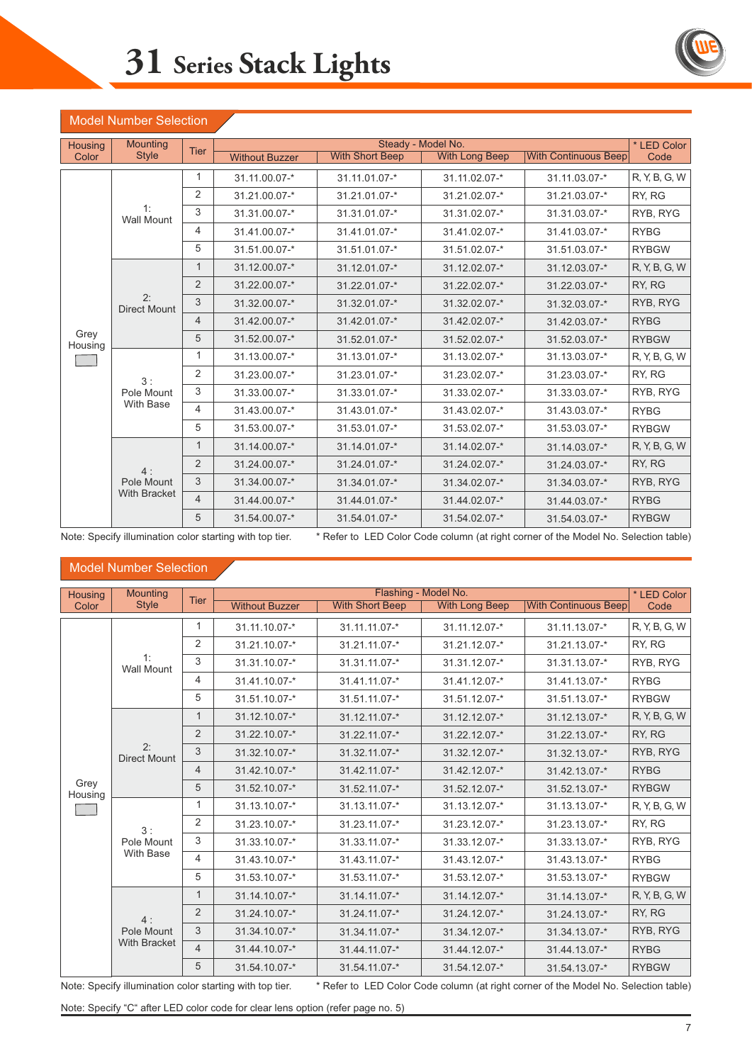# 31 Series Stack Lights

## Model Number Selection

| Housing Color | Mounting Style | Tier | Steady - Model No. | | | | * LED Color Code |
|---|---|---|---|---|---|---|---|
| | | | Without Buzzer | With Short Beep | With Long Beep | With Continuous Beep | |
| Grey Housing | 1: Wall Mount | 1 | 31.11.00.07-* | 31.11.01.07-* | 31.11.02.07-* | 31.11.03.07-* | R, Y, B, G, W |
| | | 2 | 31.21.00.07-* | 31.21.01.07-* | 31.21.02.07-* | 31.21.03.07-* | RY, RG |
| | | 3 | 31.31.00.07-* | 31.31.01.07-* | 31.31.02.07-* | 31.31.03.07-* | RYB, RYG |
| | | 4 | 31.41.00.07-* | 31.41.01.07-* | 31.41.02.07-* | 31.41.03.07-* | RYBG |
| | | 5 | 31.51.00.07-* | 31.51.01.07-* | 31.51.02.07-* | 31.51.03.07-* | RYBGW |
| | 2: Direct Mount | 1 | 31.12.00.07-* | 31.12.01.07-* | 31.12.02.07-* | 31.12.03.07-* | R, Y, B, G, W |
| | | 2 | 31.22.00.07-* | 31.22.01.07-* | 31.22.02.07-* | 31.22.03.07-* | RY, RG |
| | | 3 | 31.32.00.07-* | 31.32.01.07-* | 31.32.02.07-* | 31.32.03.07-* | RYB, RYG |
| | | 4 | 31.42.00.07-* | 31.42.01.07-* | 31.42.02.07-* | 31.42.03.07-* | RYBG |
| | | 5 | 31.52.00.07-* | 31.52.01.07-* | 31.52.02.07-* | 31.52.03.07-* | RYBGW |
| | 3 : Pole Mount With Base | 1 | 31.13.00.07-* | 31.13.01.07-* | 31.13.02.07-* | 31.13.03.07-* | R, Y, B, G, W |
| | | 2 | 31.23.00.07-* | 31.23.01.07-* | 31.23.02.07-* | 31.23.03.07-* | RY, RG |
| | | 3 | 31.33.00.07-* | 31.33.01.07-* | 31.33.02.07-* | 31.33.03.07-* | RYB, RYG |
| | | 4 | 31.43.00.07-* | 31.43.01.07-* | 31.43.02.07-* | 31.43.03.07-* | RYBG |
| | | 5 | 31.53.00.07-* | 31.53.01.07-* | 31.53.02.07-* | 31.53.03.07-* | RYBGW |
| | 4 : Pole Mount With Bracket | 1 | 31.14.00.07-* | 31.14.01.07-* | 31.14.02.07-* | 31.14.03.07-* | R, Y, B, G, W |
| | | 2 | 31.24.00.07-* | 31.24.01.07-* | 31.24.02.07-* | 31.24.03.07-* | RY, RG |
| | | 3 | 31.34.00.07-* | 31.34.01.07-* | 31.34.02.07-* | 31.34.03.07-* | RYB, RYG |
| | | 4 | 31.44.00.07-* | 31.44.01.07-* | 31.44.02.07-* | 31.44.03.07-* | RYBG |
| | | 5 | 31.54.00.07-* | 31.54.01.07-* | 31.54.02.07-* | 31.54.03.07-* | RYBGW |

Note: Specify illumination color starting with top tier. * Refer to LED Color Code column (at right corner of the Model No. Selection table)

## Model Number Selection

| Housing Color | Mounting Style | Tier | Flashing - Model No. | | | | * LED Color Code |
|---|---|---|---|---|---|---|---|
| | | | Without Buzzer | With Short Beep | With Long Beep | With Continuous Beep | |
| Grey Housing | 1: Wall Mount | 1 | 31.11.10.07-* | 31.11.11.07-* | 31.11.12.07-* | 31.11.13.07-* | R, Y, B, G, W |
| | | 2 | 31.21.10.07-* | 31.21.11.07-* | 31.21.12.07-* | 31.21.13.07-* | RY, RG |
| | | 3 | 31.31.10.07-* | 31.31.11.07-* | 31.31.12.07-* | 31.31.13.07-* | RYB, RYG |
| | | 4 | 31.41.10.07-* | 31.41.11.07-* | 31.41.12.07-* | 31.41.13.07-* | RYBG |
| | | 5 | 31.51.10.07-* | 31.51.11.07-* | 31.51.12.07-* | 31.51.13.07-* | RYBGW |
| | 2: Direct Mount | 1 | 31.12.10.07-* | 31.12.11.07-* | 31.12.12.07-* | 31.12.13.07-* | R, Y, B, G, W |
| | | 2 | 31.22.10.07-* | 31.22.11.07-* | 31.22.12.07-* | 31.22.13.07-* | RY, RG |
| | | 3 | 31.32.10.07-* | 31.32.11.07-* | 31.32.12.07-* | 31.32.13.07-* | RYB, RYG |
| | | 4 | 31.42.10.07-* | 31.42.11.07-* | 31.42.12.07-* | 31.42.13.07-* | RYBG |
| | | 5 | 31.52.10.07-* | 31.52.11.07-* | 31.52.12.07-* | 31.52.13.07-* | RYBGW |
| | 3 : Pole Mount With Base | 1 | 31.13.10.07-* | 31.13.11.07-* | 31.13.12.07-* | 31.13.13.07-* | R, Y, B, G, W |
| | | 2 | 31.23.10.07-* | 31.23.11.07-* | 31.23.12.07-* | 31.23.13.07-* | RY, RG |
| | | 3 | 31.33.10.07-* | 31.33.11.07-* | 31.33.12.07-* | 31.33.13.07-* | RYB, RYG |
| | | 4 | 31.43.10.07-* | 31.43.11.07-* | 31.43.12.07-* | 31.43.13.07-* | RYBG |
| | | 5 | 31.53.10.07-* | 31.53.11.07-* | 31.53.12.07-* | 31.53.13.07-* | RYBGW |
| | 4 : Pole Mount With Bracket | 1 | 31.14.10.07-* | 31.14.11.07-* | 31.14.12.07-* | 31.14.13.07-* | R, Y, B, G, W |
| | | 2 | 31.24.10.07-* | 31.24.11.07-* | 31.24.12.07-* | 31.24.13.07-* | RY, RG |
| | | 3 | 31.34.10.07-* | 31.34.11.07-* | 31.34.12.07-* | 31.34.13.07-* | RYB, RYG |
| | | 4 | 31.44.10.07-* | 31.44.11.07-* | 31.44.12.07-* | 31.44.13.07-* | RYBG |
| | | 5 | 31.54.10.07-* | 31.54.11.07-* | 31.54.12.07-* | 31.54.13.07-* | RYBGW |

Note: Specify illumination color starting with top tier. * Refer to LED Color Code column (at right corner of the Model No. Selection table)

Note: Specify “C“ after LED color code for clear lens option (refer page no. 5)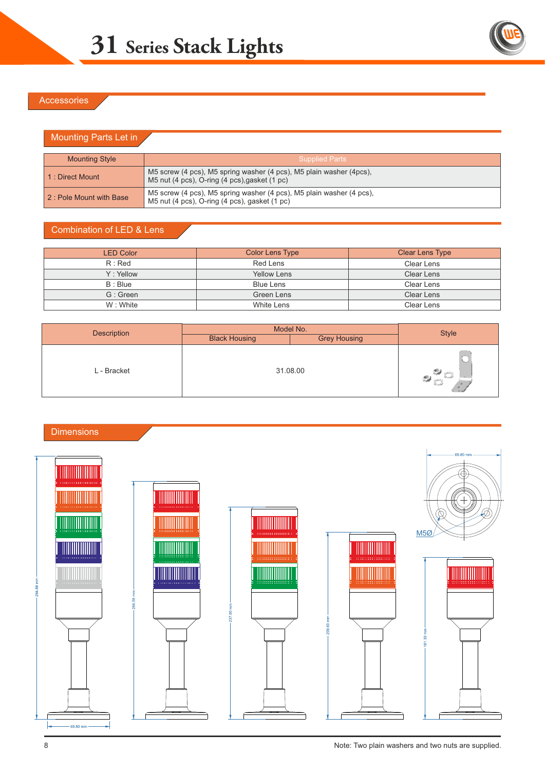# 31 Series Stack Lights

## Accessories

### Mounting Parts Let in

| Mounting Style | Supplied Parts |
|---|---|
| 1 : Direct Mount | M5 screw (4 pcs), M5 spring washer (4 pcs), M5 plain washer (4pcs), M5 nut (4 pcs), O-ring (4 pcs),gasket (1 pc) |
| 2 : Pole Mount with Base | M5 screw (4 pcs), M5 spring washer (4 pcs), M5 plain washer (4 pcs), M5 nut (4 pcs), O-ring (4 pcs), gasket (1 pc) |

### Combination of LED & Lens

| LED Color | Color Lens Type | Clear Lens Type |
|---|---|---|
| R : Red | Red Lens | Clear Lens |
| Y : Yellow | Yellow Lens | Clear Lens |
| B : Blue | Blue Lens | Clear Lens |
| G : Green | Green Lens | Clear Lens |
| W : White | White Lens | Clear Lens |

| Description | Model No. | | Style |
|---|---|---|---|
| | Black Housing | Grey Housing | |
| L - Bracket | 31.08.00 | | |

## Dimensions

294.88 mm

266.58 mm

237.90 mm

209.60 mm

181.30 mm

69.80 mm

69.80 mm

M5Ø

Note: Two plain washers and two nuts are supplied.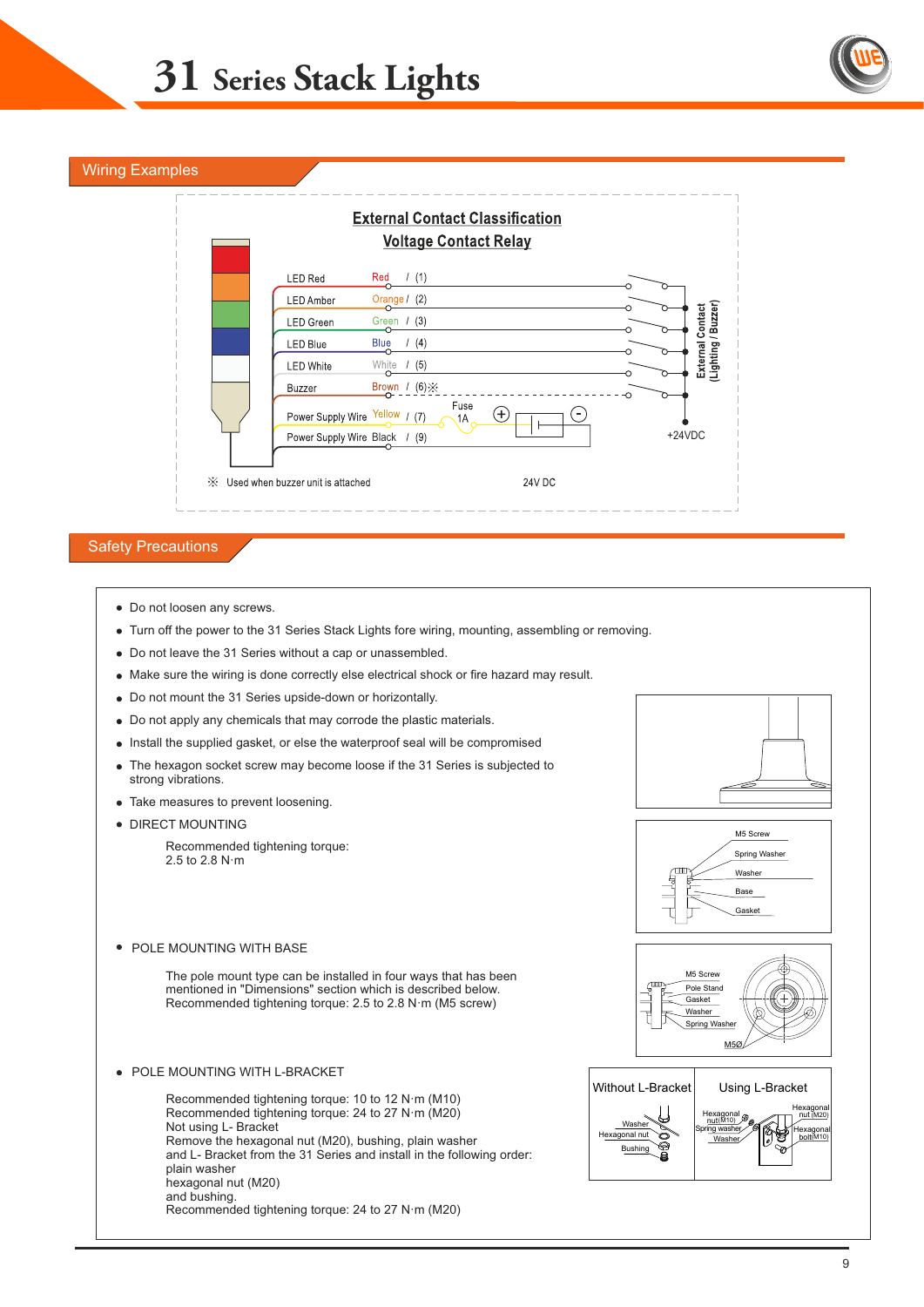# 31 Series Stack Lights

## Wiring Examples

External Contact Classification

Voltage Contact Relay

LED Red Red / (1)

LED Amber Orange / (2)

LED Green Green / (3)

LED Blue Blue / (4)

LED White White / (5)

Buzzer Brown / (6)※

Power Supply Wire Yellow / (7)

Power Supply Wire Black / (9)

Fuse 1A

External Contact (Lighting / Buzzer)

+24VDC

24V DC

※ Used when buzzer unit is attached

## Safety Precautions

- Do not loosen any screws.
- Turn off the power to the 31 Series Stack Lights fore wiring, mounting, assembling or removing.
- Do not leave the 31 Series without a cap or unassembled.
- Make sure the wiring is done correctly else electrical shock or fire hazard may result.
- Do not mount the 31 Series upside-down or horizontally.
- Do not apply any chemicals that may corrode the plastic materials.
- Install the supplied gasket, or else the waterproof seal will be compromised
- The hexagon socket screw may become loose if the 31 Series is subjected to strong vibrations.
- Take measures to prevent loosening.
- DIRECT MOUNTING

  Recommended tightening torque:
  2.5 to 2.8 N·m

M5 Screw
Spring Washer
Washer
Base
Gasket

- POLE MOUNTING WITH BASE

  The pole mount type can be installed in four ways that has been mentioned in "Dimensions" section which is described below.
  Recommended tightening torque: 2.5 to 2.8 N·m (M5 screw)

M5 Screw
Pole Stand
Gasket
Washer
Spring Washer
M5Ø

- POLE MOUNTING WITH L-BRACKET

  Recommended tightening torque: 10 to 12 N·m (M10)
  Recommended tightening torque: 24 to 27 N·m (M20)
  Not using L- Bracket
  Remove the hexagonal nut (M20), bushing, plain washer
  and L- Bracket from the 31 Series and install in the following order:
  plain washer
  hexagonal nut (M20)
  and bushing.
  Recommended tightening torque: 24 to 27 N·m (M20)

Without L-Bracket
Washer
Hexagonal nut
Bushing

Using L-Bracket
Hexagonal nut(M10)
Spring washer
Washer
Hexagonal nut (M20)
Hexagonal bolt(M10)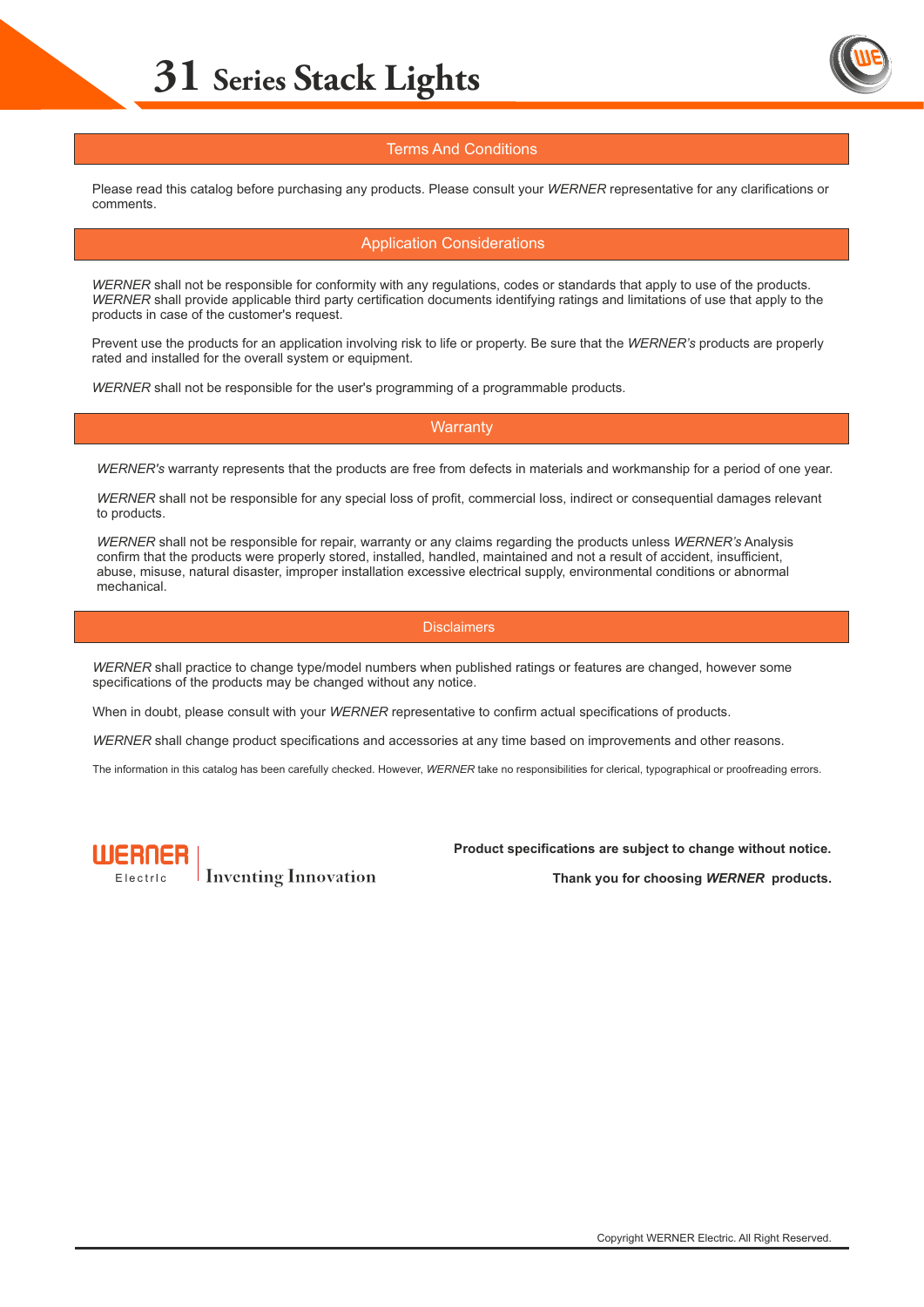# 31 Series Stack Lights

## Terms And Conditions

Please read this catalog before purchasing any products. Please consult your *WERNER* representative for any clarifications or comments.

## Application Considerations

*WERNER* shall not be responsible for conformity with any regulations, codes or standards that apply to use of the products. *WERNER* shall provide applicable third party certification documents identifying ratings and limitations of use that apply to the products in case of the customer's request.

Prevent use the products for an application involving risk to life or property. Be sure that the *WERNER's* products are properly rated and installed for the overall system or equipment.

*WERNER* shall not be responsible for the user's programming of a programmable products.

## Warranty

*WERNER's* warranty represents that the products are free from defects in materials and workmanship for a period of one year.

*WERNER* shall not be responsible for any special loss of profit, commercial loss, indirect or consequential damages relevant to products.

*WERNER* shall not be responsible for repair, warranty or any claims regarding the products unless *WERNER's* Analysis confirm that the products were properly stored, installed, handled, maintained and not a result of accident, insufficient, abuse, misuse, natural disaster, improper installation excessive electrical supply, environmental conditions or abnormal mechanical.

## Disclaimers

*WERNER* shall practice to change type/model numbers when published ratings or features are changed, however some specifications of the products may be changed without any notice.

When in doubt, please consult with your *WERNER* representative to confirm actual specifications of products.

*WERNER* shall change product specifications and accessories at any time based on improvements and other reasons.

The information in this catalog has been carefully checked. However, *WERNER* take no responsibilities for clerical, typographical or proofreading errors.

WERNER Electric | Inventing Innovation

**Product specifications are subject to change without notice.**

**Thank you for choosing *WERNER* products.**

Copyright WERNER Electric. All Right Reserved.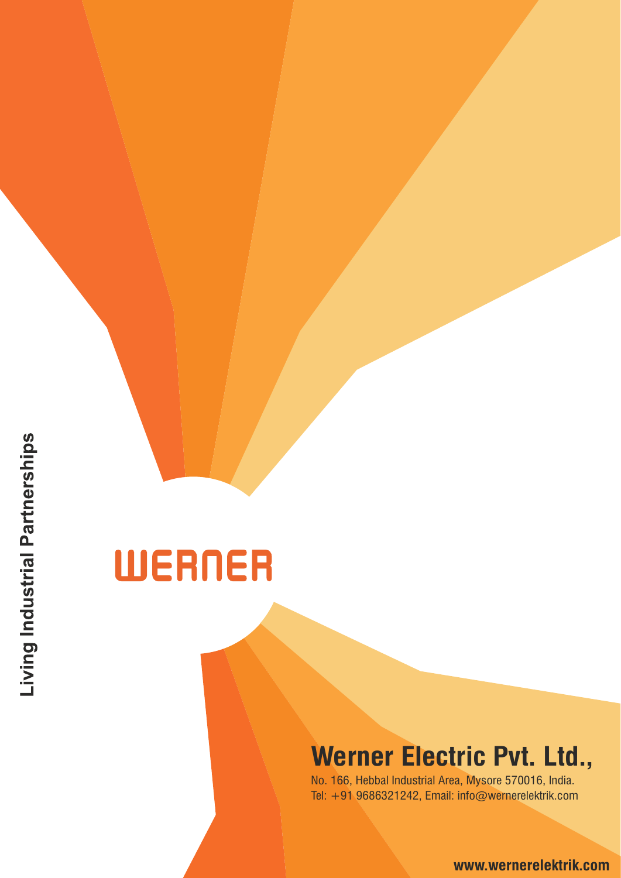Living Industrial Partnerships

WERNER

## Werner Electric Pvt. Ltd.,

No. 166, Hebbal Industrial Area, Mysore 570016, India.
Tel: +91 9686321242, Email: info@wernerelektrik.com

**www.wernerelektrik.com**